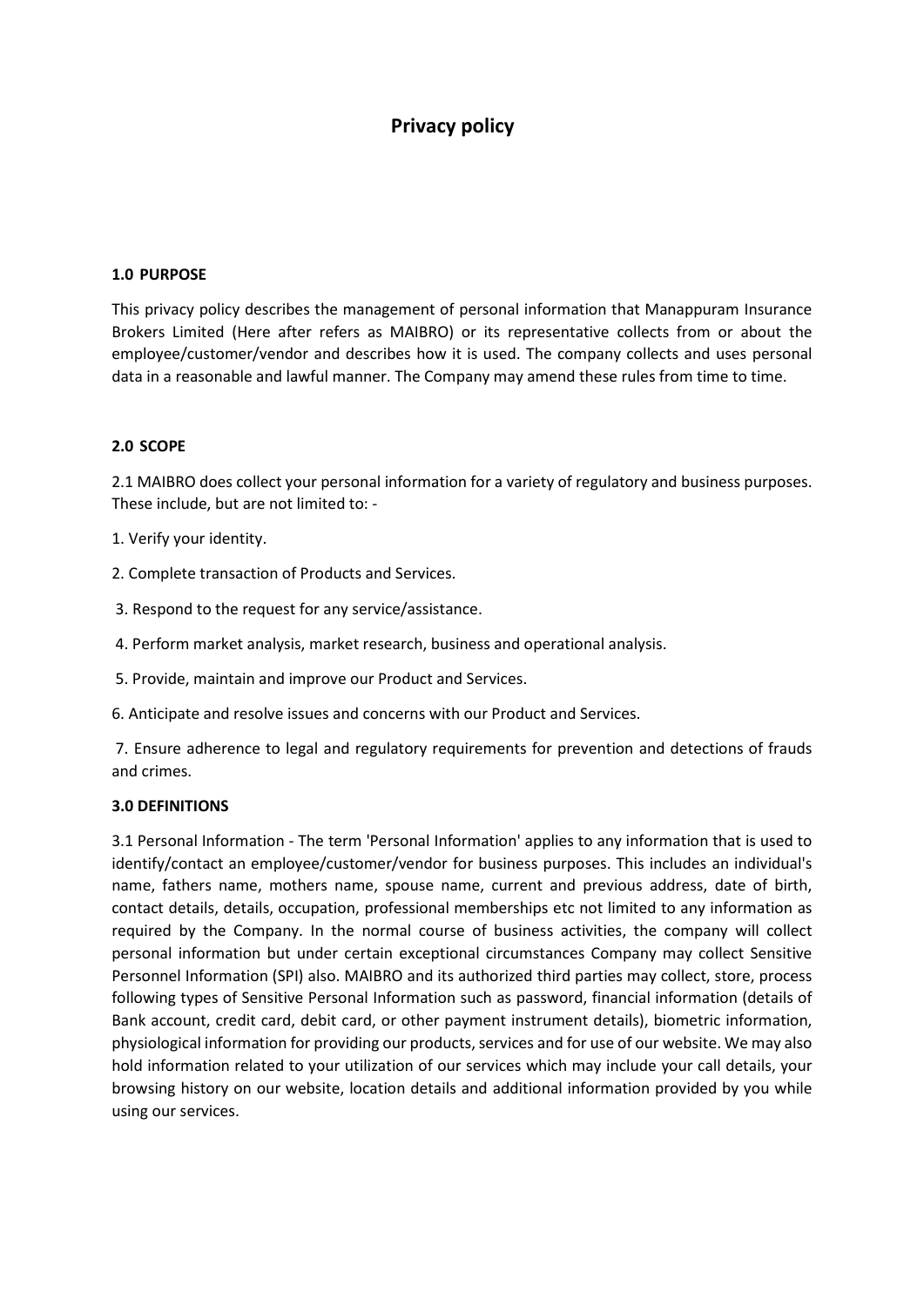# Privacy policy

### 1.0 PURPOSE

This privacy policy describes the management of personal information that Manappuram Insurance Brokers Limited (Here after refers as MAIBRO) or its representative collects from or about the employee/customer/vendor and describes how it is used. The company collects and uses personal data in a reasonable and lawful manner. The Company may amend these rules from time to time.

### 2.0 SCOPE

2.1 MAIBRO does collect your personal information for a variety of regulatory and business purposes. These include, but are not limited to: -

1. Verify your identity.
2. Complete transaction of Products and Services.
3. Respond to the request for any service/assistance.
4. Perform market analysis, market research, business and operational analysis.
5. Provide, maintain and improve our Product and Services.
6. Anticipate and resolve issues and concerns with our Product and Services.
7. Ensure adherence to legal and regulatory requirements for prevention and detections of frauds and crimes.

### 3.0 DEFINITIONS

3.1 Personal Information - The term 'Personal Information' applies to any information that is used to identify/contact an employee/customer/vendor for business purposes. This includes an individual's name, fathers name, mothers name, spouse name, current and previous address, date of birth, contact details, details, occupation, professional memberships etc not limited to any information as required by the Company. In the normal course of business activities, the company will collect personal information but under certain exceptional circumstances Company may collect Sensitive Personnel Information (SPI) also. MAIBRO and its authorized third parties may collect, store, process following types of Sensitive Personal Information such as password, financial information (details of Bank account, credit card, debit card, or other payment instrument details), biometric information, physiological information for providing our products, services and for use of our website. We may also hold information related to your utilization of our services which may include your call details, your browsing history on our website, location details and additional information provided by you while using our services.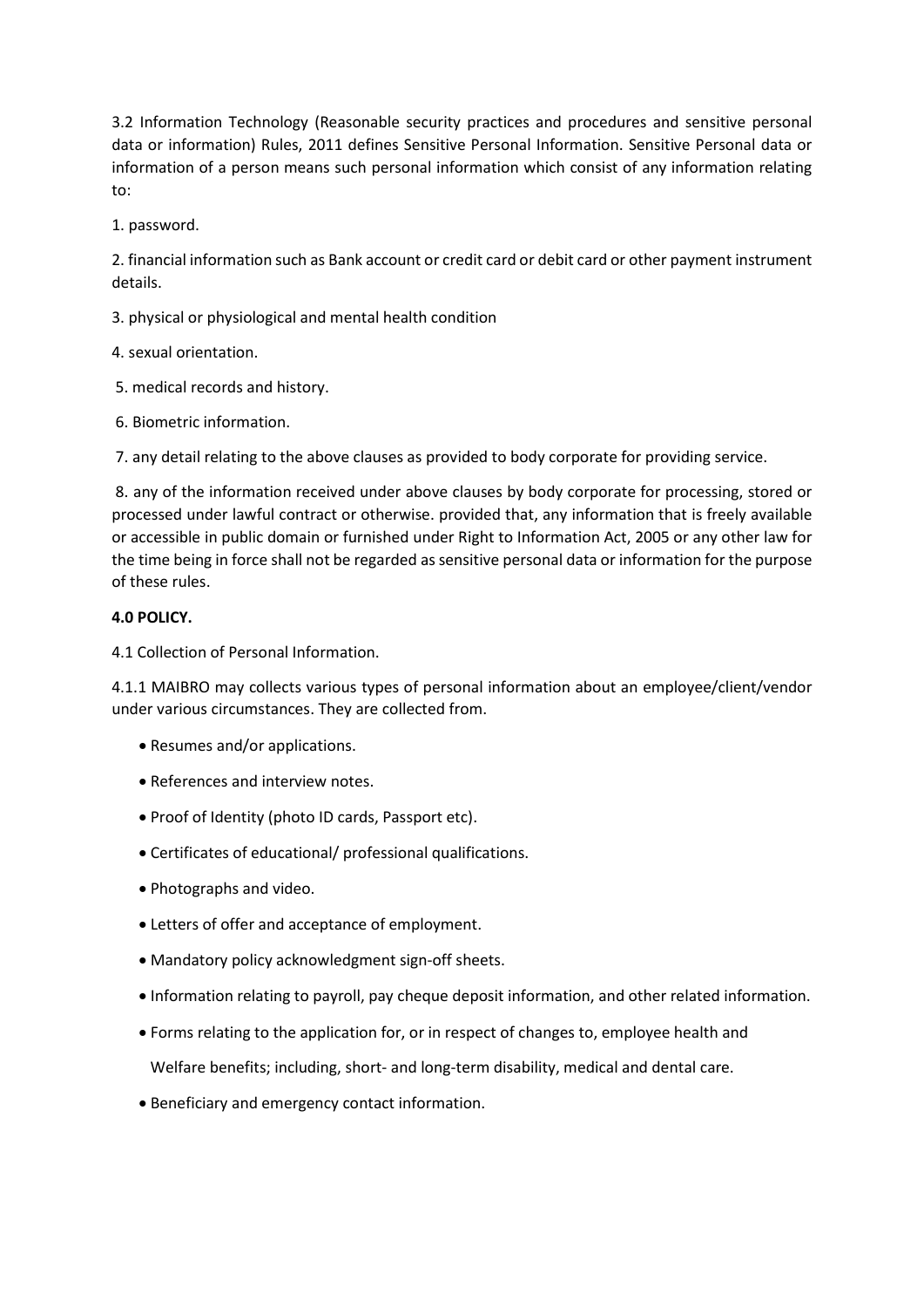3.2 Information Technology (Reasonable security practices and procedures and sensitive personal data or information) Rules, 2011 defines Sensitive Personal Information. Sensitive Personal data or information of a person means such personal information which consist of any information relating to:

1. password.

2. financial information such as Bank account or credit card or debit card or other payment instrument details.

3. physical or physiological and mental health condition

4. sexual orientation.

5. medical records and history.

6. Biometric information.

7. any detail relating to the above clauses as provided to body corporate for providing service.

8. any of the information received under above clauses by body corporate for processing, stored or processed under lawful contract or otherwise. provided that, any information that is freely available or accessible in public domain or furnished under Right to Information Act, 2005 or any other law for the time being in force shall not be regarded as sensitive personal data or information for the purpose of these rules.

**4.0 POLICY.**

4.1 Collection of Personal Information.

4.1.1 MAIBRO may collects various types of personal information about an employee/client/vendor under various circumstances. They are collected from.

- Resumes and/or applications.
- References and interview notes.
- Proof of Identity (photo ID cards, Passport etc).
- Certificates of educational/ professional qualifications.
- Photographs and video.
- Letters of offer and acceptance of employment.
- Mandatory policy acknowledgment sign-off sheets.
- Information relating to payroll, pay cheque deposit information, and other related information.
- Forms relating to the application for, or in respect of changes to, employee health and Welfare benefits; including, short- and long-term disability, medical and dental care.
- Beneficiary and emergency contact information.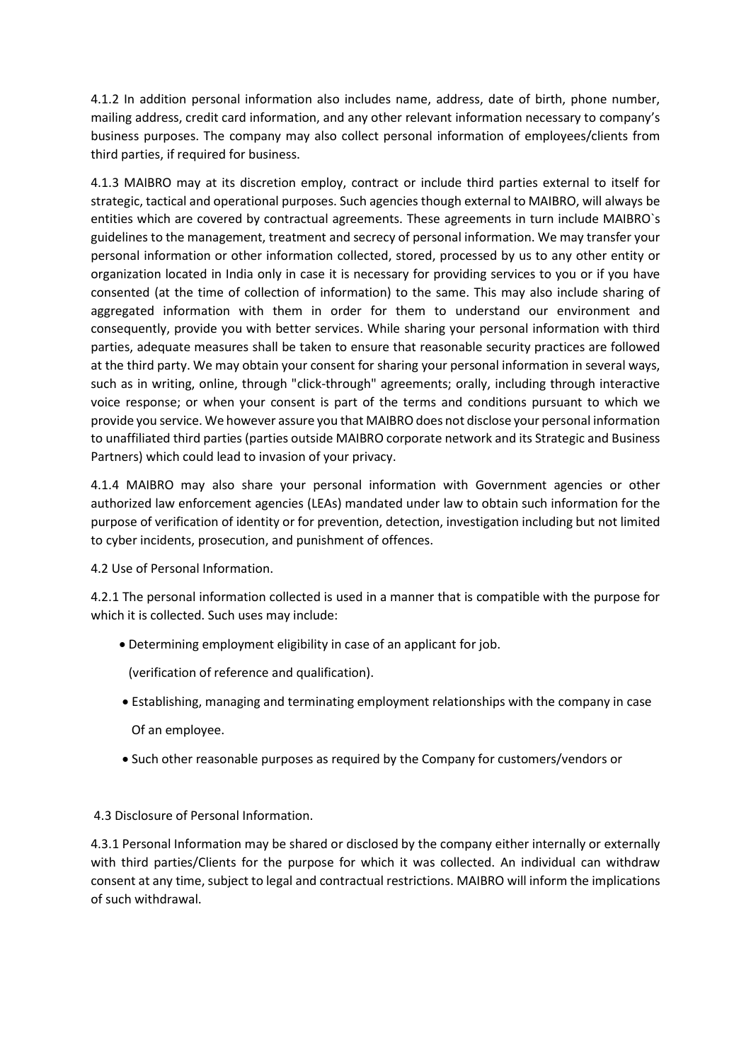4.1.2 In addition personal information also includes name, address, date of birth, phone number, mailing address, credit card information, and any other relevant information necessary to company's business purposes. The company may also collect personal information of employees/clients from third parties, if required for business.

4.1.3 MAIBRO may at its discretion employ, contract or include third parties external to itself for strategic, tactical and operational purposes. Such agencies though external to MAIBRO, will always be entities which are covered by contractual agreements. These agreements in turn include MAIBRO`s guidelines to the management, treatment and secrecy of personal information. We may transfer your personal information or other information collected, stored, processed by us to any other entity or organization located in India only in case it is necessary for providing services to you or if you have consented (at the time of collection of information) to the same. This may also include sharing of aggregated information with them in order for them to understand our environment and consequently, provide you with better services. While sharing your personal information with third parties, adequate measures shall be taken to ensure that reasonable security practices are followed at the third party. We may obtain your consent for sharing your personal information in several ways, such as in writing, online, through "click-through" agreements; orally, including through interactive voice response; or when your consent is part of the terms and conditions pursuant to which we provide you service. We however assure you that MAIBRO does not disclose your personal information to unaffiliated third parties (parties outside MAIBRO corporate network and its Strategic and Business Partners) which could lead to invasion of your privacy.

4.1.4 MAIBRO may also share your personal information with Government agencies or other authorized law enforcement agencies (LEAs) mandated under law to obtain such information for the purpose of verification of identity or for prevention, detection, investigation including but not limited to cyber incidents, prosecution, and punishment of offences.

4.2 Use of Personal Information.

4.2.1 The personal information collected is used in a manner that is compatible with the purpose for which it is collected. Such uses may include:

- Determining employment eligibility in case of an applicant for job.

  (verification of reference and qualification).

- Establishing, managing and terminating employment relationships with the company in case

  Of an employee.

- Such other reasonable purposes as required by the Company for customers/vendors or

4.3 Disclosure of Personal Information.

4.3.1 Personal Information may be shared or disclosed by the company either internally or externally with third parties/Clients for the purpose for which it was collected. An individual can withdraw consent at any time, subject to legal and contractual restrictions. MAIBRO will inform the implications of such withdrawal.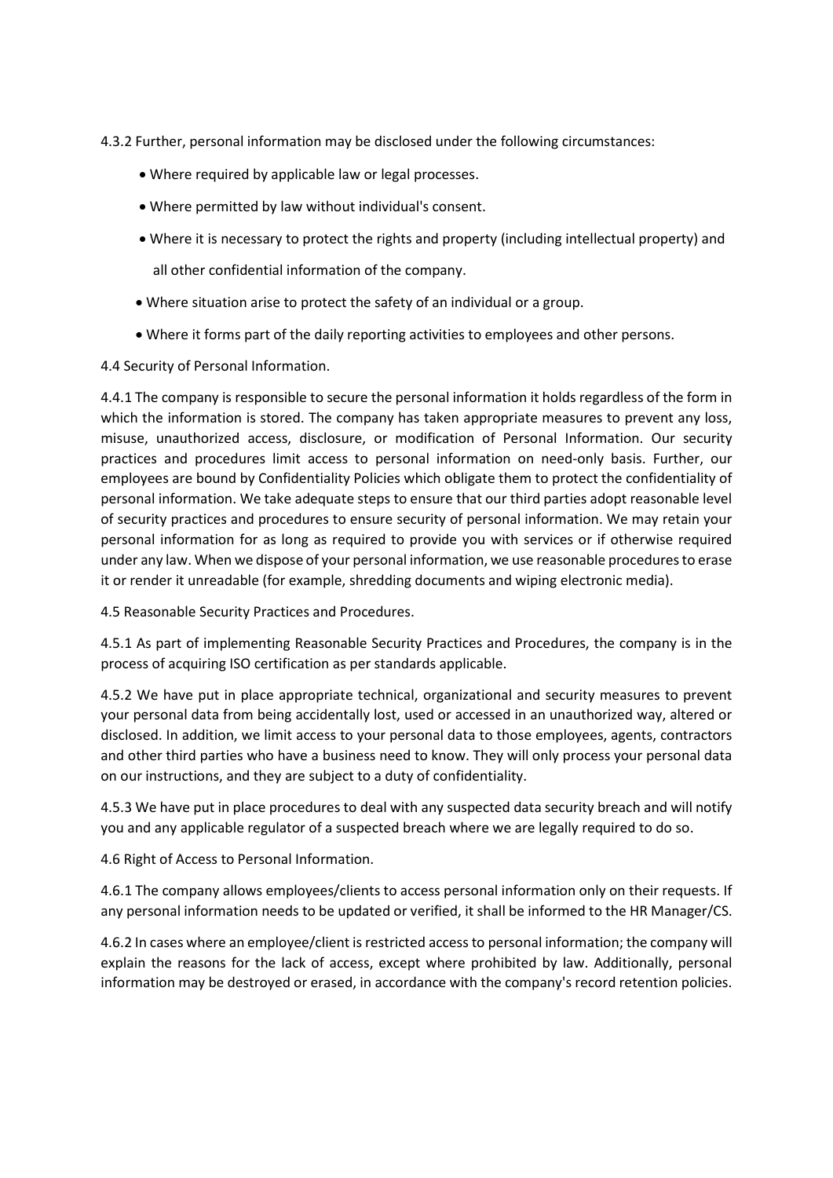4.3.2 Further, personal information may be disclosed under the following circumstances:

- Where required by applicable law or legal processes.
- Where permitted by law without individual's consent.
- Where it is necessary to protect the rights and property (including intellectual property) and all other confidential information of the company.
- Where situation arise to protect the safety of an individual or a group.
- Where it forms part of the daily reporting activities to employees and other persons.

4.4 Security of Personal Information.

4.4.1 The company is responsible to secure the personal information it holds regardless of the form in which the information is stored. The company has taken appropriate measures to prevent any loss, misuse, unauthorized access, disclosure, or modification of Personal Information. Our security practices and procedures limit access to personal information on need-only basis. Further, our employees are bound by Confidentiality Policies which obligate them to protect the confidentiality of personal information. We take adequate steps to ensure that our third parties adopt reasonable level of security practices and procedures to ensure security of personal information. We may retain your personal information for as long as required to provide you with services or if otherwise required under any law. When we dispose of your personal information, we use reasonable procedures to erase it or render it unreadable (for example, shredding documents and wiping electronic media).

4.5 Reasonable Security Practices and Procedures.

4.5.1 As part of implementing Reasonable Security Practices and Procedures, the company is in the process of acquiring ISO certification as per standards applicable.

4.5.2 We have put in place appropriate technical, organizational and security measures to prevent your personal data from being accidentally lost, used or accessed in an unauthorized way, altered or disclosed. In addition, we limit access to your personal data to those employees, agents, contractors and other third parties who have a business need to know. They will only process your personal data on our instructions, and they are subject to a duty of confidentiality.

4.5.3 We have put in place procedures to deal with any suspected data security breach and will notify you and any applicable regulator of a suspected breach where we are legally required to do so.

4.6 Right of Access to Personal Information.

4.6.1 The company allows employees/clients to access personal information only on their requests. If any personal information needs to be updated or verified, it shall be informed to the HR Manager/CS.

4.6.2 In cases where an employee/client is restricted access to personal information; the company will explain the reasons for the lack of access, except where prohibited by law. Additionally, personal information may be destroyed or erased, in accordance with the company's record retention policies.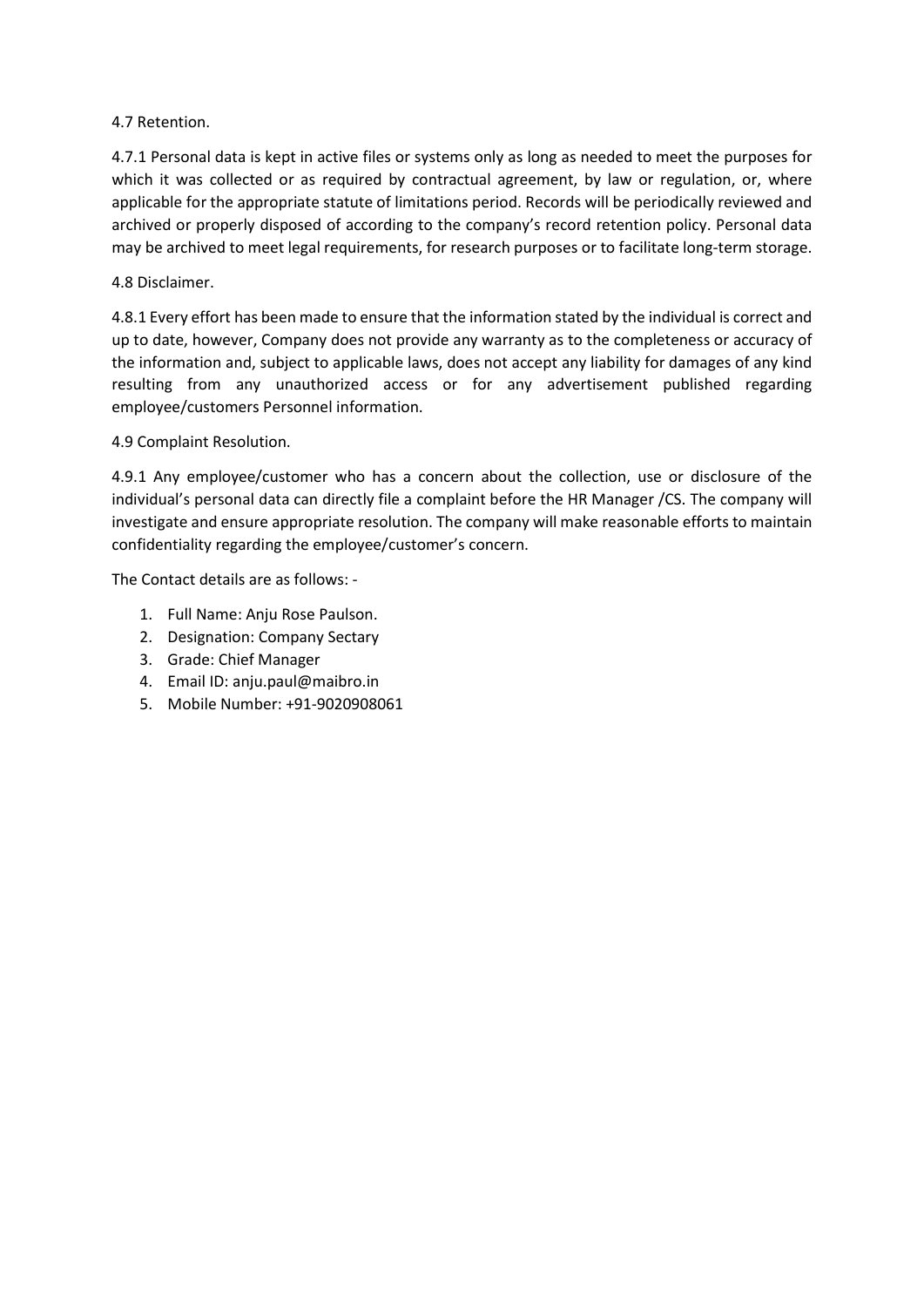4.7 Retention.

4.7.1 Personal data is kept in active files or systems only as long as needed to meet the purposes for which it was collected or as required by contractual agreement, by law or regulation, or, where applicable for the appropriate statute of limitations period. Records will be periodically reviewed and archived or properly disposed of according to the company's record retention policy. Personal data may be archived to meet legal requirements, for research purposes or to facilitate long-term storage.

4.8 Disclaimer.

4.8.1 Every effort has been made to ensure that the information stated by the individual is correct and up to date, however, Company does not provide any warranty as to the completeness or accuracy of the information and, subject to applicable laws, does not accept any liability for damages of any kind resulting from any unauthorized access or for any advertisement published regarding employee/customers Personnel information.

4.9 Complaint Resolution.

4.9.1 Any employee/customer who has a concern about the collection, use or disclosure of the individual's personal data can directly file a complaint before the HR Manager /CS. The company will investigate and ensure appropriate resolution. The company will make reasonable efforts to maintain confidentiality regarding the employee/customer's concern.

The Contact details are as follows: -

1. Full Name: Anju Rose Paulson.
2. Designation: Company Sectary
3. Grade: Chief Manager
4. Email ID: anju.paul@maibro.in
5. Mobile Number: +91-9020908061